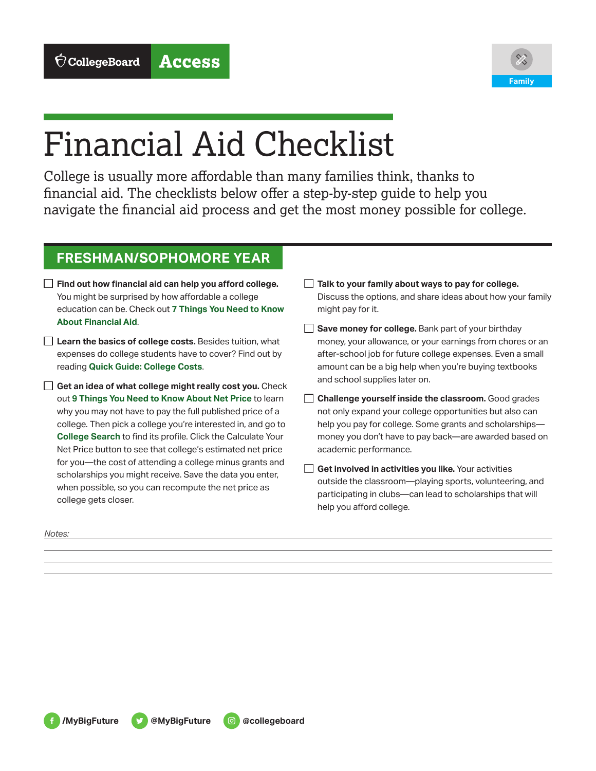CollegeBoard **Access**

Family

# Financial Aid Checklist

College is usually more affordable than many families think, thanks to financial aid. The checklists below offer a step-by-step guide to help you navigate the financial aid process and get the most money possible for college.

## FRESHMAN/SOPHOMORE YEAR

- [ ] **Find out how financial aid can help you afford college.** You might be surprised by how affordable a college education can be. Check out **7 Things You Need to Know About Financial Aid**.
- [ ] **Learn the basics of college costs.** Besides tuition, what expenses do college students have to cover? Find out by reading **Quick Guide: College Costs**.
- [ ] **Get an idea of what college might really cost you.** Check out **9 Things You Need to Know About Net Price** to learn why you may not have to pay the full published price of a college. Then pick a college you're interested in, and go to **College Search** to find its profile. Click the Calculate Your Net Price button to see that college's estimated net price for you—the cost of attending a college minus grants and scholarships you might receive. Save the data you enter, when possible, so you can recompute the net price as college gets closer.
- [ ] **Talk to your family about ways to pay for college.** Discuss the options, and share ideas about how your family might pay for it.
- [ ] **Save money for college.** Bank part of your birthday money, your allowance, or your earnings from chores or an after-school job for future college expenses. Even a small amount can be a big help when you're buying textbooks and school supplies later on.
- [ ] **Challenge yourself inside the classroom.** Good grades not only expand your college opportunities but also can help you pay for college. Some grants and scholarships—money you don't have to pay back—are awarded based on academic performance.
- [ ] **Get involved in activities you like.** Your activities outside the classroom—playing sports, volunteering, and participating in clubs—can lead to scholarships that will help you afford college.

*Notes:*

/MyBigFuture @MyBigFuture @collegeboard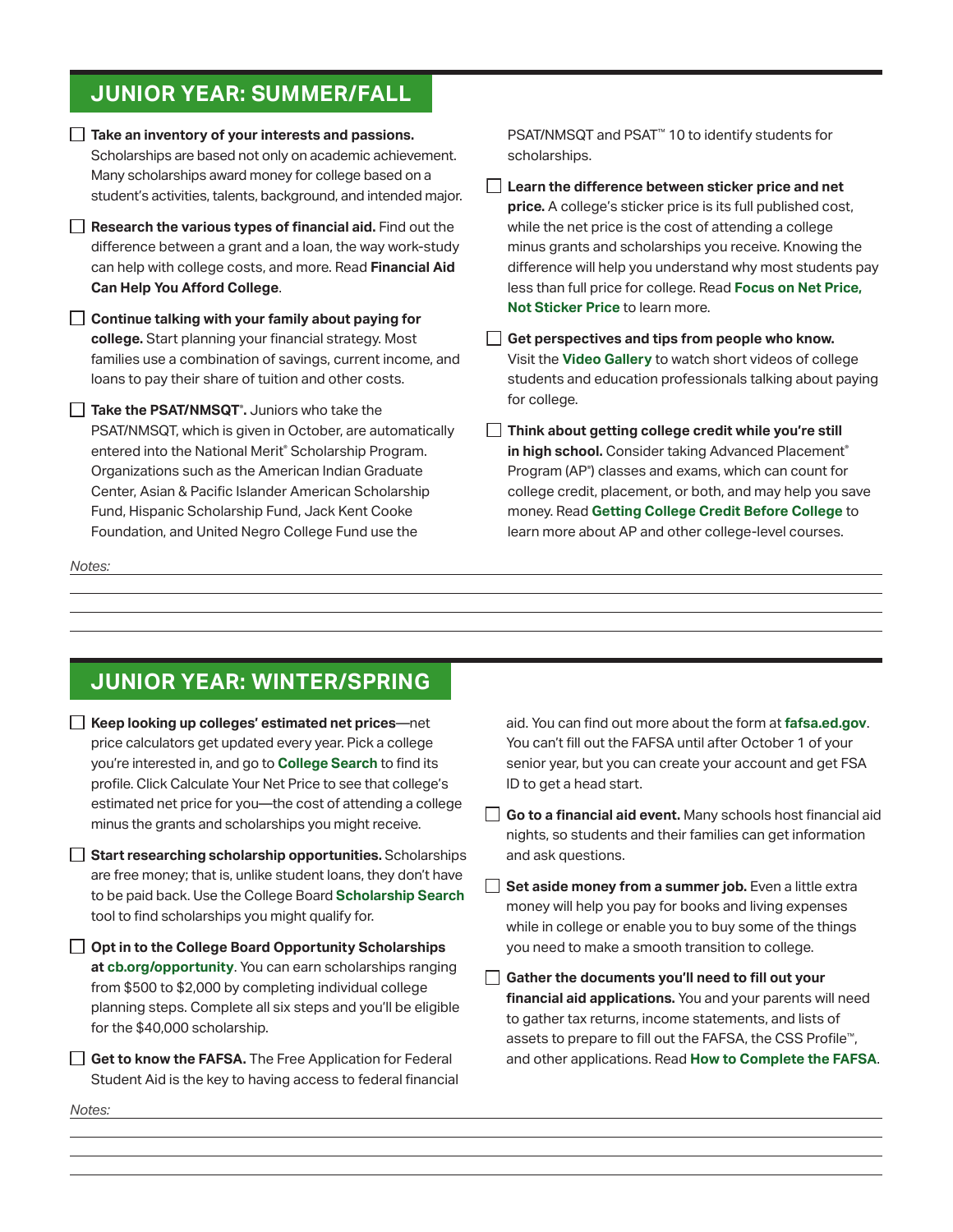## JUNIOR YEAR: SUMMER/FALL

- ☐ **Take an inventory of your interests and passions.** Scholarships are based not only on academic achievement. Many scholarships award money for college based on a student's activities, talents, background, and intended major.
- ☐ **Research the various types of financial aid.** Find out the difference between a grant and a loan, the way work-study can help with college costs, and more. Read **Financial Aid Can Help You Afford College**.
- ☐ **Continue talking with your family about paying for college.** Start planning your financial strategy. Most families use a combination of savings, current income, and loans to pay their share of tuition and other costs.
- ☐ **Take the PSAT/NMSQT®.** Juniors who take the PSAT/NMSQT, which is given in October, are automatically entered into the National Merit® Scholarship Program. Organizations such as the American Indian Graduate Center, Asian & Pacific Islander American Scholarship Fund, Hispanic Scholarship Fund, Jack Kent Cooke Foundation, and United Negro College Fund use the PSAT/NMSQT and PSAT™ 10 to identify students for scholarships.
- ☐ **Learn the difference between sticker price and net price.** A college's sticker price is its full published cost, while the net price is the cost of attending a college minus grants and scholarships you receive. Knowing the difference will help you understand why most students pay less than full price for college. Read **Focus on Net Price, Not Sticker Price** to learn more.
- ☐ **Get perspectives and tips from people who know.** Visit the **Video Gallery** to watch short videos of college students and education professionals talking about paying for college.
- ☐ **Think about getting college credit while you're still in high school.** Consider taking Advanced Placement® Program (AP®) classes and exams, which can count for college credit, placement, or both, and may help you save money. Read **Getting College Credit Before College** to learn more about AP and other college-level courses.

*Notes:*

## JUNIOR YEAR: WINTER/SPRING

- ☐ **Keep looking up colleges' estimated net prices**—net price calculators get updated every year. Pick a college you're interested in, and go to **College Search** to find its profile. Click Calculate Your Net Price to see that college's estimated net price for you—the cost of attending a college minus the grants and scholarships you might receive.
- ☐ **Start researching scholarship opportunities.** Scholarships are free money; that is, unlike student loans, they don't have to be paid back. Use the College Board **Scholarship Search** tool to find scholarships you might qualify for.
- ☐ **Opt in to the College Board Opportunity Scholarships at cb.org/opportunity**. You can earn scholarships ranging from $500 to $2,000 by completing individual college planning steps. Complete all six steps and you'll be eligible for the $40,000 scholarship.
- ☐ **Get to know the FAFSA.** The Free Application for Federal Student Aid is the key to having access to federal financial aid. You can find out more about the form at **fafsa.ed.gov**. You can't fill out the FAFSA until after October 1 of your senior year, but you can create your account and get FSA ID to get a head start.
- ☐ **Go to a financial aid event.** Many schools host financial aid nights, so students and their families can get information and ask questions.
- ☐ **Set aside money from a summer job.** Even a little extra money will help you pay for books and living expenses while in college or enable you to buy some of the things you need to make a smooth transition to college.
- ☐ **Gather the documents you'll need to fill out your financial aid applications.** You and your parents will need to gather tax returns, income statements, and lists of assets to prepare to fill out the FAFSA, the CSS Profile™, and other applications. Read **How to Complete the FAFSA**.

*Notes:*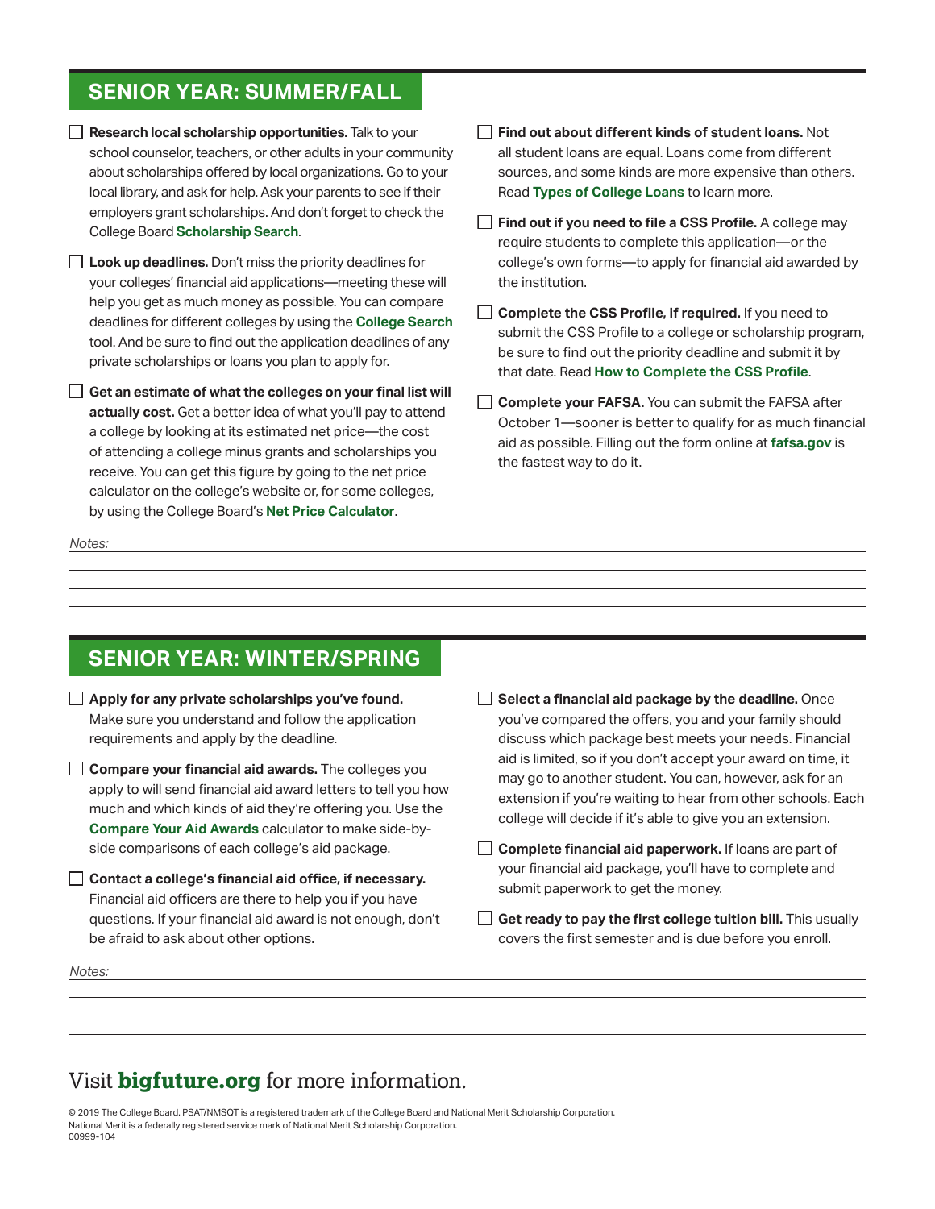## SENIOR YEAR: SUMMER/FALL

- [ ] **Research local scholarship opportunities.** Talk to your school counselor, teachers, or other adults in your community about scholarships offered by local organizations. Go to your local library, and ask for help. Ask your parents to see if their employers grant scholarships. And don't forget to check the College Board **Scholarship Search**.
- [ ] **Look up deadlines.** Don't miss the priority deadlines for your colleges' financial aid applications—meeting these will help you get as much money as possible. You can compare deadlines for different colleges by using the **College Search** tool. And be sure to find out the application deadlines of any private scholarships or loans you plan to apply for.
- [ ] **Get an estimate of what the colleges on your final list will actually cost.** Get a better idea of what you'll pay to attend a college by looking at its estimated net price—the cost of attending a college minus grants and scholarships you receive. You can get this figure by going to the net price calculator on the college's website or, for some colleges, by using the College Board's **Net Price Calculator**.
- [ ] **Find out about different kinds of student loans.** Not all student loans are equal. Loans come from different sources, and some kinds are more expensive than others. Read **Types of College Loans** to learn more.
- [ ] **Find out if you need to file a CSS Profile.** A college may require students to complete this application—or the college's own forms—to apply for financial aid awarded by the institution.
- [ ] **Complete the CSS Profile, if required.** If you need to submit the CSS Profile to a college or scholarship program, be sure to find out the priority deadline and submit it by that date. Read **How to Complete the CSS Profile**.
- [ ] **Complete your FAFSA.** You can submit the FAFSA after October 1—sooner is better to qualify for as much financial aid as possible. Filling out the form online at **fafsa.gov** is the fastest way to do it.

*Notes:*

## SENIOR YEAR: WINTER/SPRING

- [ ] **Apply for any private scholarships you've found.** Make sure you understand and follow the application requirements and apply by the deadline.
- [ ] **Compare your financial aid awards.** The colleges you apply to will send financial aid award letters to tell you how much and which kinds of aid they're offering you. Use the **Compare Your Aid Awards** calculator to make side-by-side comparisons of each college's aid package.
- [ ] **Contact a college's financial aid office, if necessary.** Financial aid officers are there to help you if you have questions. If your financial aid award is not enough, don't be afraid to ask about other options.
- [ ] **Select a financial aid package by the deadline.** Once you've compared the offers, you and your family should discuss which package best meets your needs. Financial aid is limited, so if you don't accept your award on time, it may go to another student. You can, however, ask for an extension if you're waiting to hear from other schools. Each college will decide if it's able to give you an extension.
- [ ] **Complete financial aid paperwork.** If loans are part of your financial aid package, you'll have to complete and submit paperwork to get the money.
- [ ] **Get ready to pay the first college tuition bill.** This usually covers the first semester and is due before you enroll.

*Notes:*

Visit **bigfuture.org** for more information.

© 2019 The College Board. PSAT/NMSQT is a registered trademark of the College Board and National Merit Scholarship Corporation. National Merit is a federally registered service mark of National Merit Scholarship Corporation.
00999-104